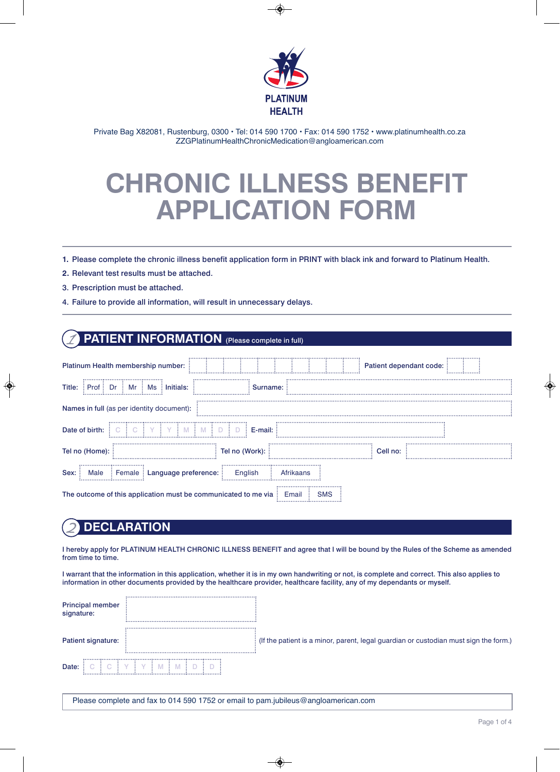PLATINUM HEALTH

Private Bag X82081, Rustenburg, 0300 • Tel: 014 590 1700 • Fax: 014 590 1752 • www.platinumhealth.co.za
ZZGPlatinumHealthChronicMedication@angloamerican.com

# CHRONIC ILLNESS BENEFIT APPLICATION FORM

1. Please complete the chronic illness benefit application form in PRINT with black ink and forward to Platinum Health.
2. Relevant test results must be attached.
3. Prescription must be attached.
4. Failure to provide all information, will result in unnecessary delays.

## 1 PATIENT INFORMATION (Please complete in full)

Platinum Health membership number: ______________ Patient dependant code: ____

Title: Prof / Dr / Mr / Ms Initials: ________ Surname: ______________

Names in full (as per identity document): ______________

Date of birth: C C Y Y M M D D E-mail: ______________

Tel no (Home): ________ Tel no (Work): ________ Cell no: ________

Sex: Male / Female Language preference: English / Afrikaans

The outcome of this application must be communicated to me via Email / SMS

## 2 DECLARATION

I hereby apply for PLATINUM HEALTH CHRONIC ILLNESS BENEFIT and agree that I will be bound by the Rules of the Scheme as amended from time to time.

I warrant that the information in this application, whether it is in my own handwriting or not, is complete and correct. This also applies to information in other documents provided by the healthcare provider, healthcare facility, any of my dependants or myself.

Principal member signature: ______________

Patient signature: ______________ (If the patient is a minor, parent, legal guardian or custodian must sign the form.)

Date: C C Y Y M M D D

Please complete and fax to 014 590 1752 or email to pam.jubileus@angloamerican.com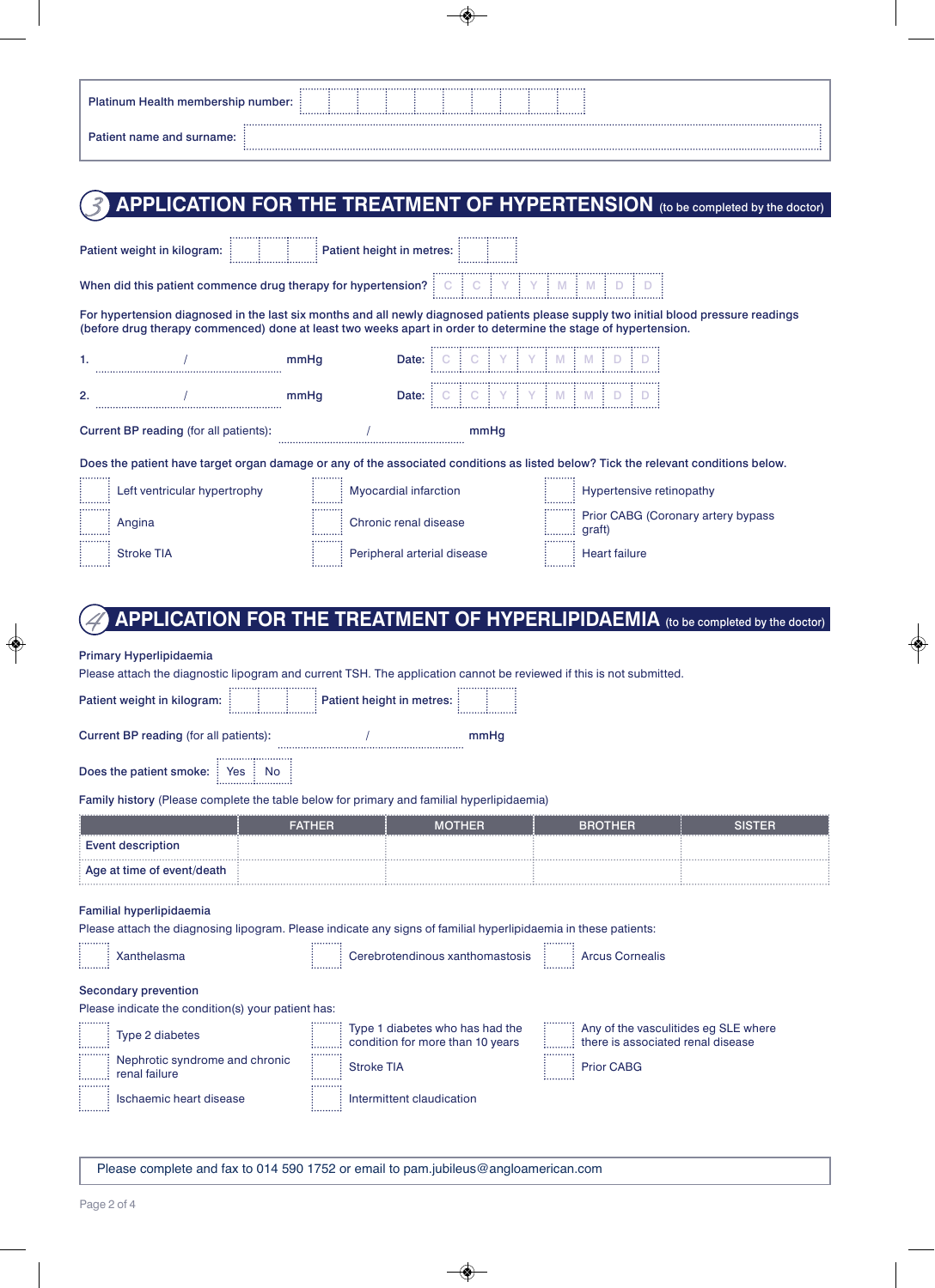Platinum Health membership number: 

Patient name and surname: 

## 3 APPLICATION FOR THE TREATMENT OF HYPERTENSION (to be completed by the doctor)

Patient weight in kilogram: Patient height in metres: 

When did this patient commence drug therapy for hypertension? C C Y Y M M D D

For hypertension diagnosed in the last six months and all newly diagnosed patients please supply two initial blood pressure readings (before drug therapy commenced) done at least two weeks apart in order to determine the stage of hypertension.

1. / mmHg Date: C C Y Y M M D D

2. / mmHg Date: C C Y Y M M D D

Current BP reading (for all patients): / mmHg

Does the patient have target organ damage or any of the associated conditions as listed below? Tick the relevant conditions below.

- Left ventricular hypertrophy
- Myocardial infarction
- Hypertensive retinopathy
- Angina
- Chronic renal disease
- Prior CABG (Coronary artery bypass graft)
- Stroke TIA
- Peripheral arterial disease
- Heart failure

## 4 APPLICATION FOR THE TREATMENT OF HYPERLIPIDAEMIA (to be completed by the doctor)

Primary Hyperlipidaemia

Please attach the diagnostic lipogram and current TSH. The application cannot be reviewed if this is not submitted.

Patient weight in kilogram: Patient height in metres: 

Current BP reading (for all patients): / mmHg

Does the patient smoke: Yes No

Family history (Please complete the table below for primary and familial hyperlipidaemia)

| | FATHER | MOTHER | BROTHER | SISTER |
|---|---|---|---|---|
| Event description | | | | |
| Age at time of event/death | | | | |

Familial hyperlipidaemia

Please attach the diagnosing lipogram. Please indicate any signs of familial hyperlipidaemia in these patients:

- Xanthelasma
- Cerebrotendinous xanthomastosis
- Arcus Cornealis

Secondary prevention

Please indicate the condition(s) your patient has:

- Type 2 diabetes
- Type 1 diabetes who has had the condition for more than 10 years
- Any of the vasculitides eg SLE where there is associated renal disease
- Nephrotic syndrome and chronic renal failure
- Stroke TIA
- Prior CABG
- Ischaemic heart disease
- Intermittent claudication

Please complete and fax to 014 590 1752 or email to pam.jubileus@angloamerican.com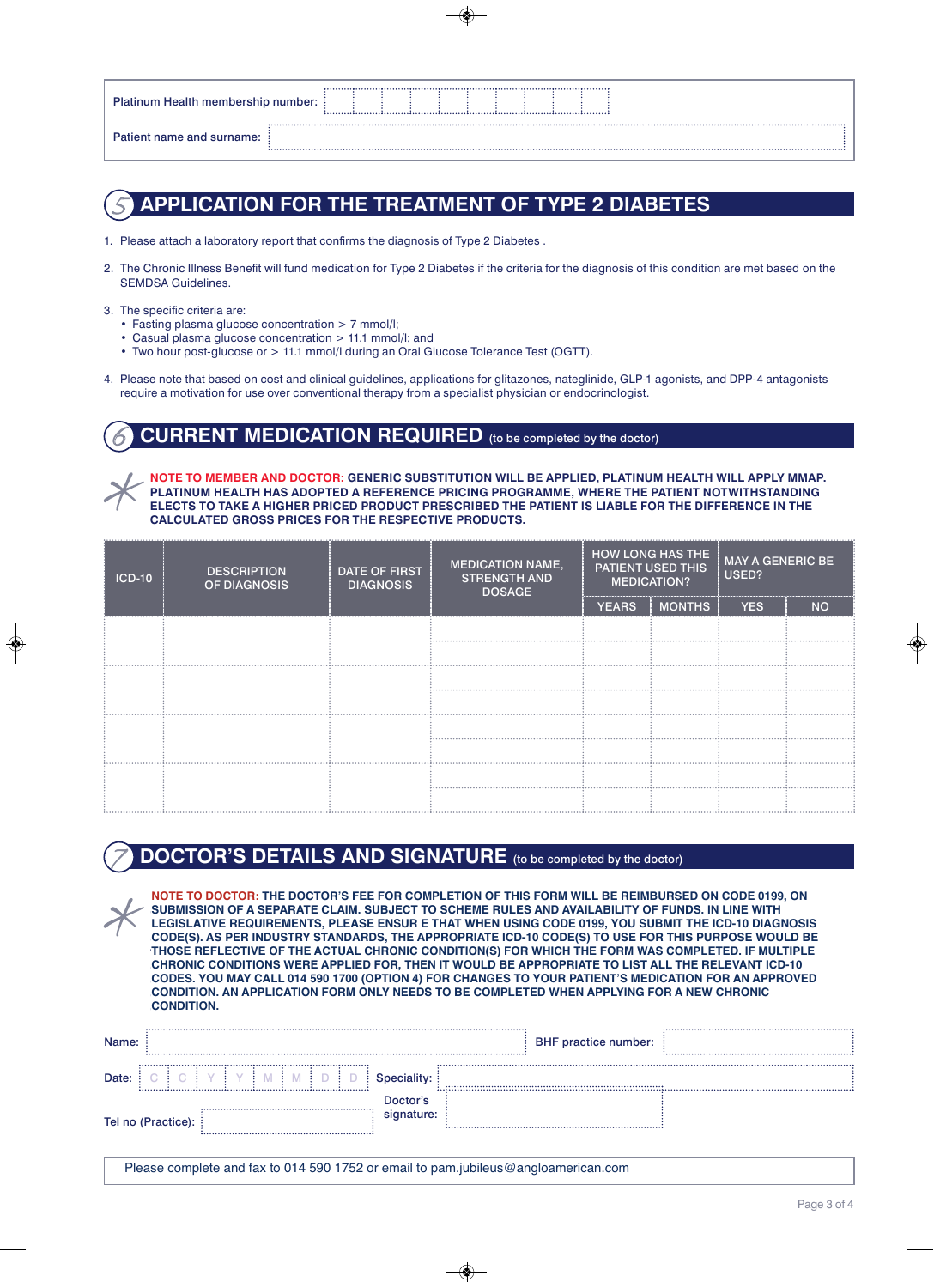| Platinum Health membership number: | |
|---|---|
| Patient name and surname: | |

## 5 APPLICATION FOR THE TREATMENT OF TYPE 2 DIABETES

1. Please attach a laboratory report that confirms the diagnosis of Type 2 Diabetes .
2. The Chronic Illness Benefit will fund medication for Type 2 Diabetes if the criteria for the diagnosis of this condition are met based on the SEMDSA Guidelines.
3. The specific criteria are:
   - Fasting plasma glucose concentration > 7 mmol/l;
   - Casual plasma glucose concentration > 11.1 mmol/l; and
   - Two hour post-glucose or > 11.1 mmol/l during an Oral Glucose Tolerance Test (OGTT).
4. Please note that based on cost and clinical guidelines, applications for glitazones, nateglinide, GLP-1 agonists, and DPP-4 antagonists require a motivation for use over conventional therapy from a specialist physician or endocrinologist.

## 6 CURRENT MEDICATION REQUIRED (to be completed by the doctor)

**NOTE TO MEMBER AND DOCTOR: GENERIC SUBSTITUTION WILL BE APPLIED, PLATINUM HEALTH WILL APPLY MMAP. PLATINUM HEALTH HAS ADOPTED A REFERENCE PRICING PROGRAMME, WHERE THE PATIENT NOTWITHSTANDING ELECTS TO TAKE A HIGHER PRICED PRODUCT PRESCRIBED THE PATIENT IS LIABLE FOR THE DIFFERENCE IN THE CALCULATED GROSS PRICES FOR THE RESPECTIVE PRODUCTS.**

| ICD-10 | DESCRIPTION OF DIAGNOSIS | DATE OF FIRST DIAGNOSIS | MEDICATION NAME, STRENGTH AND DOSAGE | HOW LONG HAS THE PATIENT USED THIS MEDICATION? | | MAY A GENERIC BE USED? | |
|---|---|---|---|---|---|---|---|
| | | | | YEARS | MONTHS | YES | NO |
| | | | | | | | |
| | | | | | | | |
| | | | | | | | |
| | | | | | | | |
| | | | | | | | |
| | | | | | | | |
| | | | | | | | |
| | | | | | | | |

## 7 DOCTOR'S DETAILS AND SIGNATURE (to be completed by the doctor)

**NOTE TO DOCTOR: THE DOCTOR'S FEE FOR COMPLETION OF THIS FORM WILL BE REIMBURSED ON CODE 0199, ON SUBMISSION OF A SEPARATE CLAIM. SUBJECT TO SCHEME RULES AND AVAILABILITY OF FUNDS. IN LINE WITH LEGISLATIVE REQUIREMENTS, PLEASE ENSUR E THAT WHEN USING CODE 0199, YOU SUBMIT THE ICD-10 DIAGNOSIS CODE(S). AS PER INDUSTRY STANDARDS, THE APPROPRIATE ICD-10 CODE(S) TO USE FOR THIS PURPOSE WOULD BE THOSE REFLECTIVE OF THE ACTUAL CHRONIC CONDITION(S) FOR WHICH THE FORM WAS COMPLETED. IF MULTIPLE CHRONIC CONDITIONS WERE APPLIED FOR, THEN IT WOULD BE APPROPRIATE TO LIST ALL THE RELEVANT ICD-10 CODES. YOU MAY CALL 014 590 1700 (OPTION 4) FOR CHANGES TO YOUR PATIENT'S MEDICATION FOR AN APPROVED CONDITION. AN APPLICATION FORM ONLY NEEDS TO BE COMPLETED WHEN APPLYING FOR A NEW CHRONIC CONDITION.**

| | | | |
|---|---|---|---|
| Name: | | BHF practice number: | |
| Date: | C C Y Y M M D D | Speciality: | |
| Tel no (Practice): | | Doctor's signature: | |

Please complete and fax to 014 590 1752 or email to pam.jubileus@angloamerican.com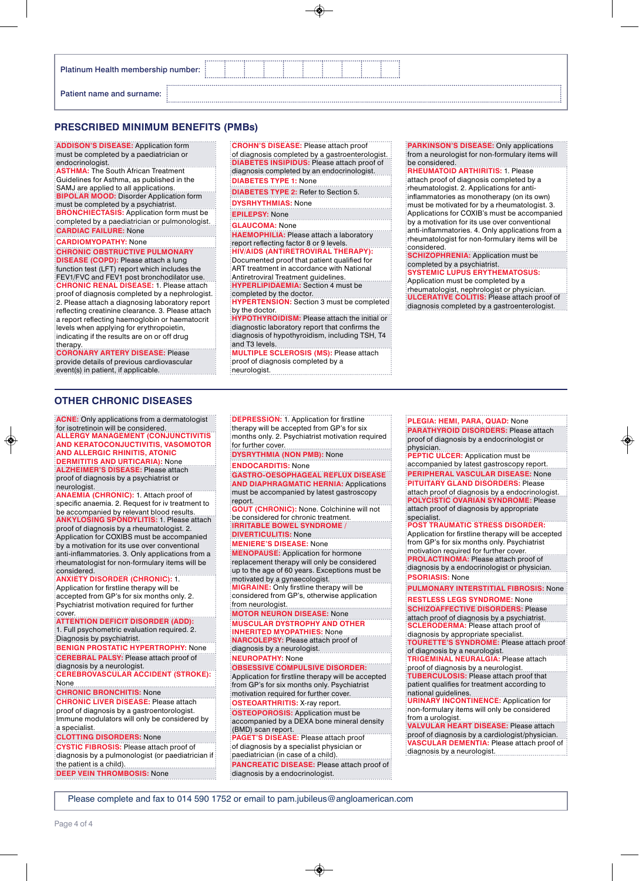Platinum Health membership number:

Patient name and surname:

## PRESCRIBED MINIMUM BENEFITS (PMBs)

**ADDISON'S DISEASE:** Application form must be completed by a paediatrician or endocrinologist.

**ASTHMA:** The South African Treatment Guidelines for Asthma, as published in the SAMJ are applied to all applications.

**BIPOLAR MOOD:** Disorder Application form must be completed by a psychiatrist.

**BRONCHIECTASIS:** Application form must be completed by a paediatrician or pulmonologist.

**CARDIAC FAILURE:** None

**CARDIOMYOPATHY:** None

**CHRONIC OBSTRUCTIVE PULMONARY DISEASE (COPD):** Please attach a lung function test (LFT) report which includes the FEV1/FVC and FEV1 post bronchodilator use.

**CHRONIC RENAL DISEASE:** 1. Please attach proof of diagnosis completed by a nephrologist. 2. Please attach a diagnosing laboratory report reflecting creatinine clearance. 3. Please attach a report reflecting haemoglobin or haematocrit levels when applying for erythropoietin, indicating if the results are on or off drug therapy.

**CORONARY ARTERY DISEASE:** Please provide details of previous cardiovascular event(s) in patient, if applicable.

**CROHN'S DISEASE:** Please attach proof of diagnosis completed by a gastroenterologist.

**DIABETES INSIPIDUS:** Please attach proof of diagnosis completed by an endocrinologist.

**DIABETES TYPE 1:** None

**DIABETES TYPE 2:** Refer to Section 5.

**DYSRHYTHMIAS:** None

**EPILEPSY:** None

**GLAUCOMA:** None

**HAEMOPHILIA:** Please attach a laboratory report reflecting factor 8 or 9 levels.

**HIV/AIDS (ANTIRETROVIRAL THERAPY):** Documented proof that patient qualified for ART treatment in accordance with National Antiretroviral Treatment guidelines.

**HYPERLIPIDAEMIA:** Section 4 must be completed by the doctor.

**HYPERTENSION:** Section 3 must be completed by the doctor.

**HYPOTHYROIDISM:** Please attach the initial or diagnostic laboratory report that confirms the diagnosis of hypothyroidism, including TSH, T4 and T3 levels.

**MULTIPLE SCLEROSIS (MS):** Please attach proof of diagnosis completed by a neurologist.

**PARKINSON'S DISEASE:** Only applications from a neurologist for non-formulary items will be considered.

**RHEUMATOID ARTHRITIS:** 1. Please attach proof of diagnosis completed by a rheumatologist. 2. Applications for anti-inflammatories as monotherapy (on its own) must be motivated for by a rheumatologist. 3. Applications for COXIB's must be accompanied by a motivation for its use over conventional anti-inflammatories. 4. Only applications from a rheumatologist for non-formulary items will be considered.

**SCHIZOPHRENIA:** Application must be completed by a psychiatrist.

**SYSTEMIC LUPUS ERYTHEMATOSUS:** Application must be completed by a rheumatologist, nephrologist or physician.

**ULCERATIVE COLITIS:** Please attach proof of diagnosis completed by a gastroenterologist.

## OTHER CHRONIC DISEASES

**ACNE:** Only applications from a dermatologist for isotretinoin will be considered.

**ALLERGY MANAGEMENT (CONJUNCTIVITIS AND KERATOCONJUCTIVITIS, VASOMOTOR AND ALLERGIC RHINITIS, ATONIC DERMITITIS AND URTICARIA):** None

**ALZHEIMER'S DISEASE:** Please attach proof of diagnosis by a psychiatrist or neurologist.

**ANAEMIA (CHRONIC):** 1. Attach proof of specific anaemia. 2. Request for iv treatment to be accompanied by relevant blood results.

**ANKYLOSING SPONDYLITIS:** 1. Please attach proof of diagnosis by a rheumatologist. 2. Application for COXIBS must be accompanied by a motivation for its use over conventional anti-inflammatories. 3. Only applications from a rheumatologist for non-formulary items will be considered.

**ANXIETY DISORDER (CHRONIC):** 1. Application for firstline therapy will be accepted from GP's for six months only. 2. Psychiatrist motivation required for further cover.

**ATTENTION DEFICIT DISORDER (ADD):** 1. Full psychometric evaluation required. 2. Diagnosis by psychiatrist.

**BENIGN PROSTATIC HYPERTROPHY:** None

**CEREBRAL PALSY:** Please attach proof of diagnosis by a neurologist.

**CEREBROVASCULAR ACCIDENT (STROKE):** None

**CHRONIC BRONCHITIS:** None

**CHRONIC LIVER DISEASE:** Please attach proof of diagnosis by a gastroenterologist. Immune modulators will only be considered by a specialist.

**CLOTTING DISORDERS:** None

**CYSTIC FIBROSIS:** Please attach proof of diagnosis by a pulmonologist (or paediatrician if the patient is a child).

**DEEP VEIN THROMBOSIS:** None

**DEPRESSION:** 1. Application for firstline therapy will be accepted from GP's for six months only. 2. Psychiatrist motivation required for further cover.

**DYSRYTHMIA (NON PMB):** None

**ENDOCARDITIS:** None

**GASTRO-OESOPHAGEAL REFLUX DISEASE AND DIAPHRAGMATIC HERNIA:** Applications must be accompanied by latest gastroscopy report.

**GOUT (CHRONIC):** None. Colchinine will not be considered for chronic treatment.

**IRRITABLE BOWEL SYNDROME / DIVERTICULITIS:** None

**MENIERE'S DISEASE:** None

**MENOPAUSE:** Application for hormone replacement therapy will only be considered up to the age of 60 years. Exceptions must be motivated by a gynaecologist.

**MIGRAINE:** Only firstline therapy will be considered from GP's, otherwise application from neurologist.

**MOTOR NEURON DISEASE:** None

**MUSCULAR DYSTROPHY AND OTHER INHERITED MYOPATHIES:** None

**NARCOLEPSY:** Please attach proof of diagnosis by a neurologist.

**NEUROPATHY:** None

**OBSESSIVE COMPULSIVE DISORDER:** Application for firstline therapy will be accepted from GP's for six months only. Psychiatrist motivation required for further cover.

**OSTEOARTHRITIS:** X-ray report.

**OSTEOPOROSIS:** Application must be accompanied by a DEXA bone mineral density (BMD) scan report.

**PAGET'S DISEASE:** Please attach proof of diagnosis by a specialist physician or paediatrician (in case of a child).

**PANCREATIC DISEASE:** Please attach proof of diagnosis by a endocrinologist.

**PLEGIA: HEMI, PARA, QUAD:** None

**PARATHYROID DISORDERS:** Please attach proof of diagnosis by a endocrinologist or physician.

**PEPTIC ULCER:** Application must be accompanied by latest gastroscopy report.

**PERIPHERAL VASCULAR DISEASE:** None

**PITUITARY GLAND DISORDERS:** Please attach proof of diagnosis by a endocrinologist.

**POLYCISTIC OVARIAN SYNDROME:** Please attach proof of diagnosis by appropriate specialist.

**POST TRAUMATIC STRESS DISORDER:** Application for firstline therapy will be accepted from GP's for six months only. Psychiatrist motivation required for further cover.

**PROLACTINOMA:** Please attach proof of diagnosis by a endocrinologist or physician.

**PSORIASIS:** None

**PULMONARY INTERSTITIAL FIBROSIS:** None

**RESTLESS LEGS SYNDROME:** None

**SCHIZOAFFECTIVE DISORDERS:** Please attach proof of diagnosis by a psychiatrist.

**SCLERODERMA:** Please attach proof of diagnosis by appropriate specialist.

**TOURETTE'S SYNDROME:** Please attach proof of diagnosis by a neurologist.

**TRIGEMINAL NEURALGIA:** Please attach proof of diagnosis by a neurologist.

**TUBERCULOSIS:** Please attach proof that patient qualifies for treatment according to national guidelines.

**URINARY INCONTINENCE:** Application for non-formulary items will only be considered from a urologist.

**VALVULAR HEART DISEASE:** Please attach proof of diagnosis by a cardiologist/physician.

**VASCULAR DEMENTIA:** Please attach proof of diagnosis by a neurologist.

Please complete and fax to 014 590 1752 or email to pam.jubileus@angloamerican.com